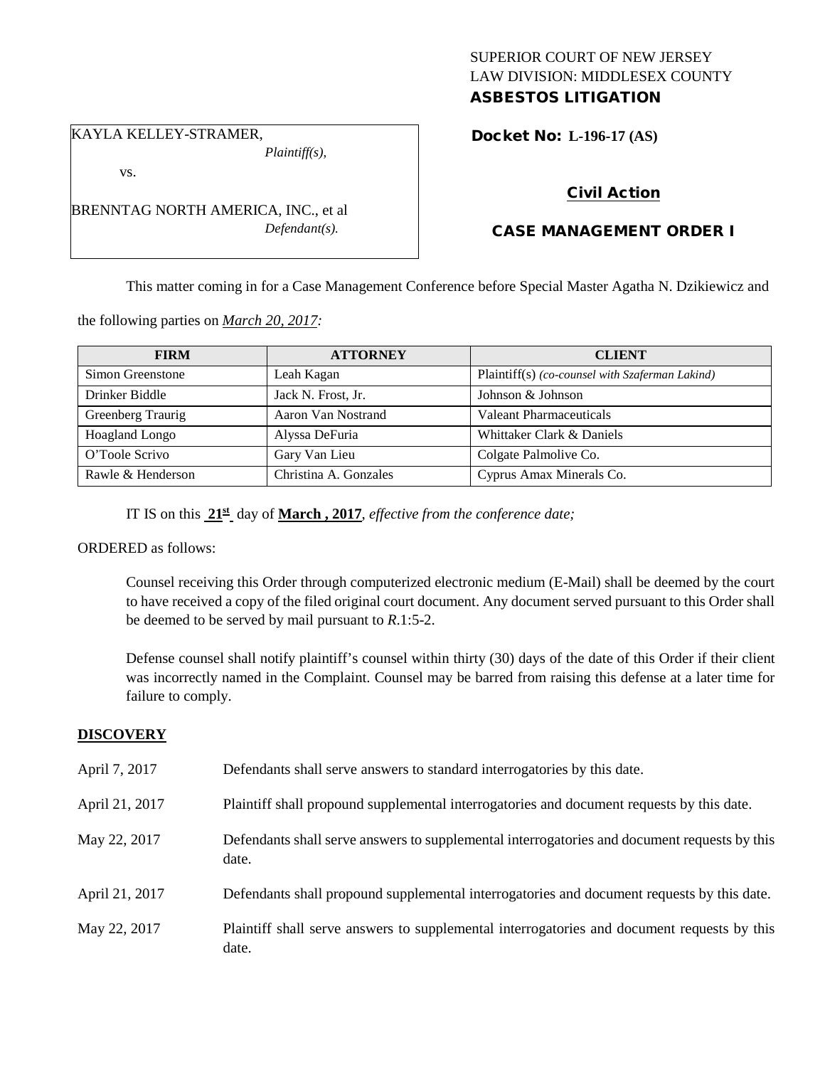SUPERIOR COURT OF NEW JERSEY
LAW DIVISION: MIDDLESEX COUNTY
**ASBESTOS LITIGATION**

KAYLA KELLEY-STRAMER,
*Plaintiff(s),*

vs.

BRENNTAG NORTH AMERICA, INC., et al
*Defendant(s).*

**Docket No: L-196-17 (AS)**

**Civil Action**

**CASE MANAGEMENT ORDER I**

This matter coming in for a Case Management Conference before Special Master Agatha N. Dzikiewicz and the following parties on *March 20, 2017:*

| FIRM | ATTORNEY | CLIENT |
|---|---|---|
| Simon Greenstone | Leah Kagan | Plaintiff(s) *(co-counsel with Szaferman Lakind)* |
| Drinker Biddle | Jack N. Frost, Jr. | Johnson & Johnson |
| Greenberg Traurig | Aaron Van Nostrand | Valeant Pharmaceuticals |
| Hoagland Longo | Alyssa DeFuria | Whittaker Clark & Daniels |
| O'Toole Scrivo | Gary Van Lieu | Colgate Palmolive Co. |
| Rawle & Henderson | Christina A. Gonzales | Cyprus Amax Minerals Co. |

IT IS on this **21st** day of **March , 2017**, *effective from the conference date;*

ORDERED as follows:

Counsel receiving this Order through computerized electronic medium (E-Mail) shall be deemed by the court to have received a copy of the filed original court document. Any document served pursuant to this Order shall be deemed to be served by mail pursuant to *R*.1:5-2.

Defense counsel shall notify plaintiff's counsel within thirty (30) days of the date of this Order if their client was incorrectly named in the Complaint. Counsel may be barred from raising this defense at a later time for failure to comply.

## DISCOVERY

| | |
|---|---|
| April 7, 2017 | Defendants shall serve answers to standard interrogatories by this date. |
| April 21, 2017 | Plaintiff shall propound supplemental interrogatories and document requests by this date. |
| May 22, 2017 | Defendants shall serve answers to supplemental interrogatories and document requests by this date. |
| April 21, 2017 | Defendants shall propound supplemental interrogatories and document requests by this date. |
| May 22, 2017 | Plaintiff shall serve answers to supplemental interrogatories and document requests by this date. |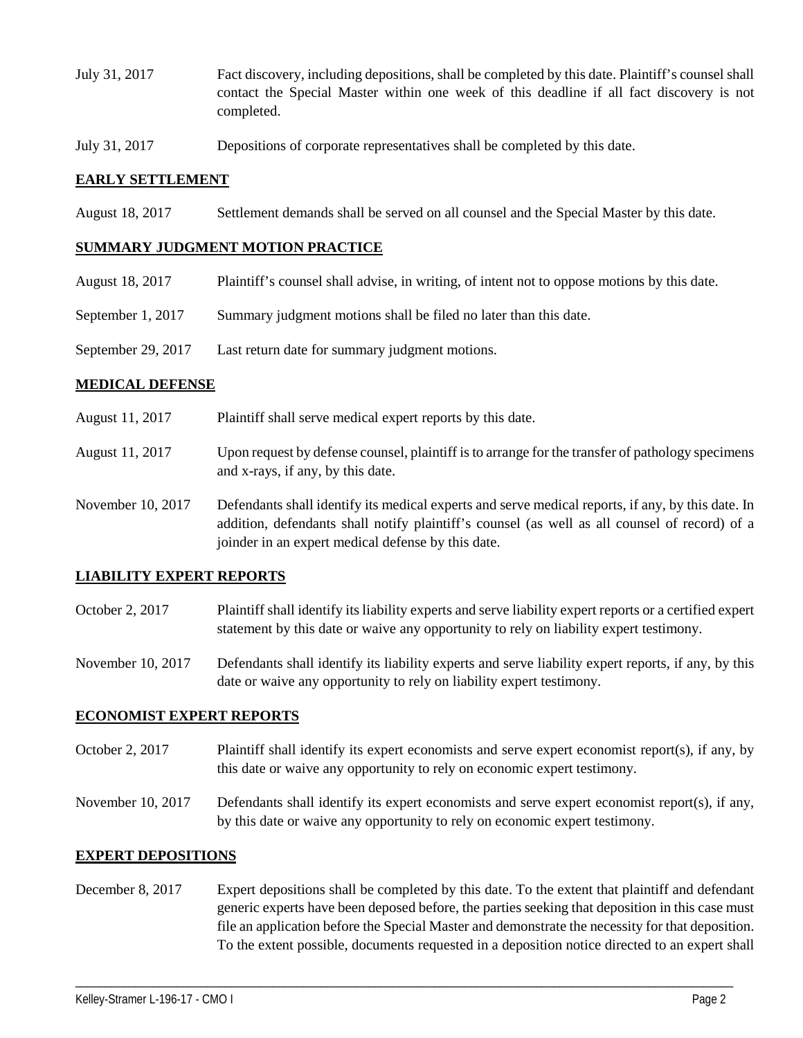July 31, 2017 Fact discovery, including depositions, shall be completed by this date. Plaintiff's counsel shall contact the Special Master within one week of this deadline if all fact discovery is not completed.

July 31, 2017 Depositions of corporate representatives shall be completed by this date.

## EARLY SETTLEMENT

August 18, 2017 Settlement demands shall be served on all counsel and the Special Master by this date.

## SUMMARY JUDGMENT MOTION PRACTICE

August 18, 2017 Plaintiff's counsel shall advise, in writing, of intent not to oppose motions by this date.

September 1, 2017 Summary judgment motions shall be filed no later than this date.

September 29, 2017 Last return date for summary judgment motions.

## MEDICAL DEFENSE

August 11, 2017 Plaintiff shall serve medical expert reports by this date.

August 11, 2017 Upon request by defense counsel, plaintiff is to arrange for the transfer of pathology specimens and x-rays, if any, by this date.

November 10, 2017 Defendants shall identify its medical experts and serve medical reports, if any, by this date. In addition, defendants shall notify plaintiff's counsel (as well as all counsel of record) of a joinder in an expert medical defense by this date.

## LIABILITY EXPERT REPORTS

October 2, 2017 Plaintiff shall identify its liability experts and serve liability expert reports or a certified expert statement by this date or waive any opportunity to rely on liability expert testimony.

November 10, 2017 Defendants shall identify its liability experts and serve liability expert reports, if any, by this date or waive any opportunity to rely on liability expert testimony.

## ECONOMIST EXPERT REPORTS

October 2, 2017 Plaintiff shall identify its expert economists and serve expert economist report(s), if any, by this date or waive any opportunity to rely on economic expert testimony.

November 10, 2017 Defendants shall identify its expert economists and serve expert economist report(s), if any, by this date or waive any opportunity to rely on economic expert testimony.

## EXPERT DEPOSITIONS

December 8, 2017 Expert depositions shall be completed by this date. To the extent that plaintiff and defendant generic experts have been deposed before, the parties seeking that deposition in this case must file an application before the Special Master and demonstrate the necessity for that deposition. To the extent possible, documents requested in a deposition notice directed to an expert shall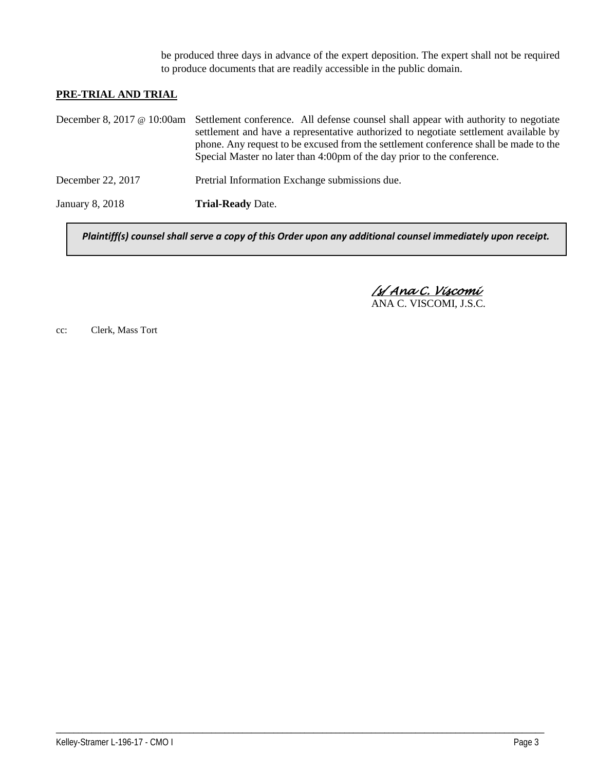be produced three days in advance of the expert deposition. The expert shall not be required to produce documents that are readily accessible in the public domain.

**PRE-TRIAL AND TRIAL**

| | |
|---|---|
| December 8, 2017 @ 10:00am | Settlement conference. All defense counsel shall appear with authority to negotiate settlement and have a representative authorized to negotiate settlement available by phone. Any request to be excused from the settlement conference shall be made to the Special Master no later than 4:00pm of the day prior to the conference. |
| December 22, 2017 | Pretrial Information Exchange submissions due. |
| January 8, 2018 | **Trial-Ready** Date. |

***Plaintiff(s) counsel shall serve a copy of this Order upon any additional counsel immediately upon receipt.***

/s/ Ana C. Viscomi
ANA C. VISCOMI, J.S.C.

cc: Clerk, Mass Tort